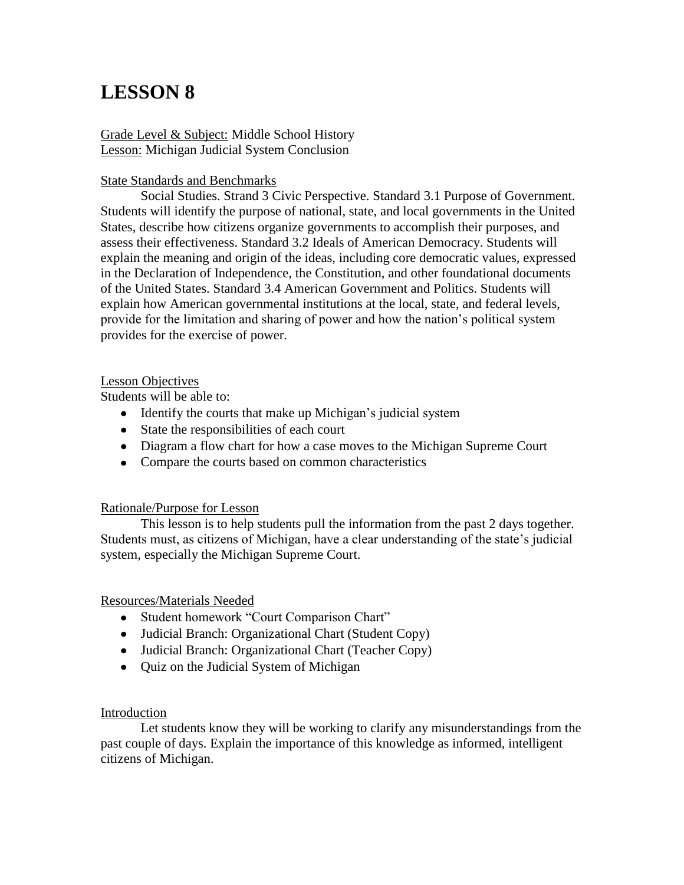# LESSON 8

Grade Level & Subject: Middle School History
Lesson: Michigan Judicial System Conclusion

State Standards and Benchmarks

Social Studies. Strand 3 Civic Perspective. Standard 3.1 Purpose of Government. Students will identify the purpose of national, state, and local governments in the United States, describe how citizens organize governments to accomplish their purposes, and assess their effectiveness. Standard 3.2 Ideals of American Democracy. Students will explain the meaning and origin of the ideas, including core democratic values, expressed in the Declaration of Independence, the Constitution, and other foundational documents of the United States. Standard 3.4 American Government and Politics. Students will explain how American governmental institutions at the local, state, and federal levels, provide for the limitation and sharing of power and how the nation's political system provides for the exercise of power.

Lesson Objectives

Students will be able to:

- Identify the courts that make up Michigan's judicial system
- State the responsibilities of each court
- Diagram a flow chart for how a case moves to the Michigan Supreme Court
- Compare the courts based on common characteristics

Rationale/Purpose for Lesson

This lesson is to help students pull the information from the past 2 days together. Students must, as citizens of Michigan, have a clear understanding of the state's judicial system, especially the Michigan Supreme Court.

Resources/Materials Needed

- Student homework "Court Comparison Chart"
- Judicial Branch: Organizational Chart (Student Copy)
- Judicial Branch: Organizational Chart (Teacher Copy)
- Quiz on the Judicial System of Michigan

Introduction

Let students know they will be working to clarify any misunderstandings from the past couple of days. Explain the importance of this knowledge as informed, intelligent citizens of Michigan.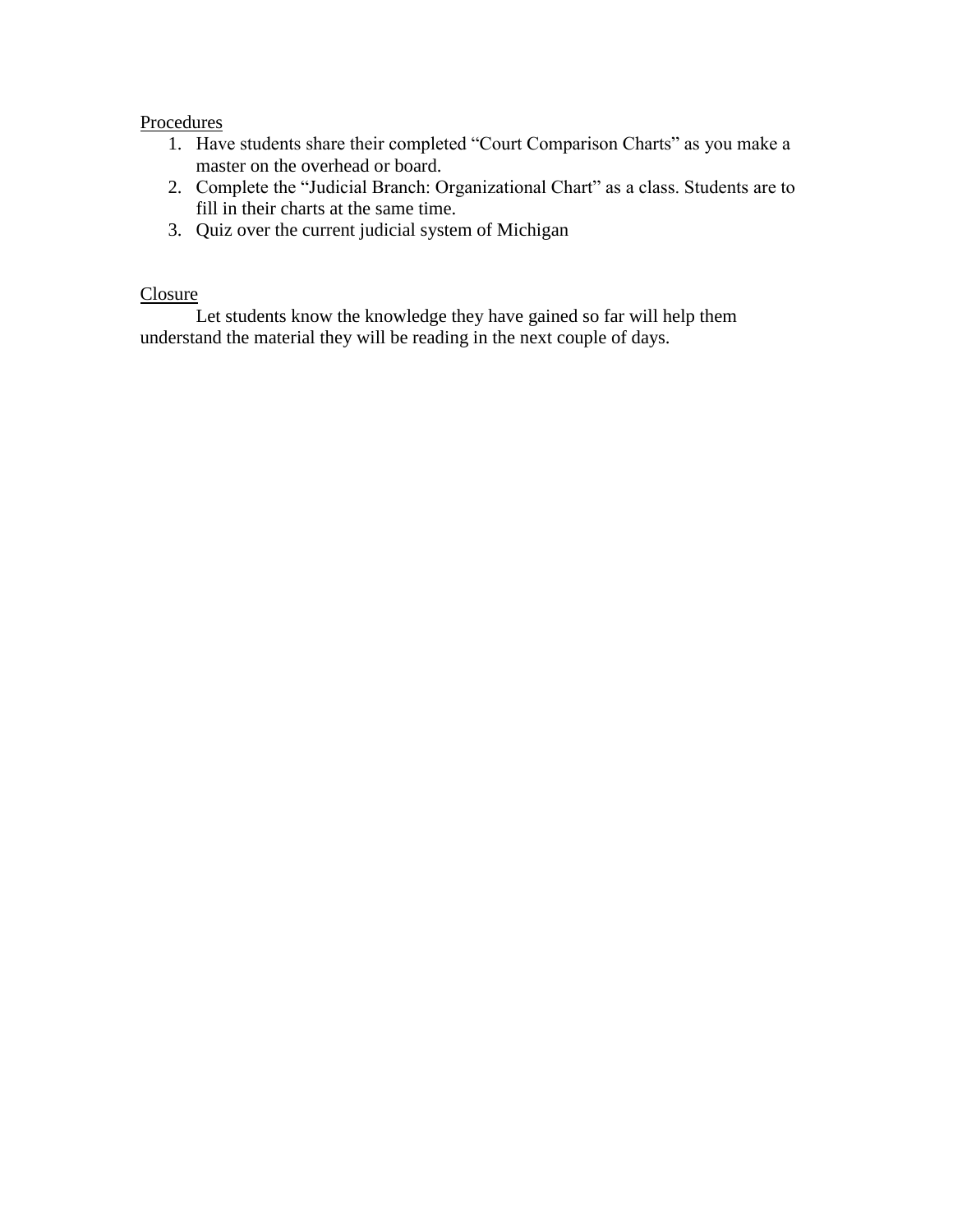Procedures

1. Have students share their completed "Court Comparison Charts" as you make a master on the overhead or board.
2. Complete the "Judicial Branch: Organizational Chart" as a class. Students are to fill in their charts at the same time.
3. Quiz over the current judicial system of Michigan

Closure

Let students know the knowledge they have gained so far will help them understand the material they will be reading in the next couple of days.